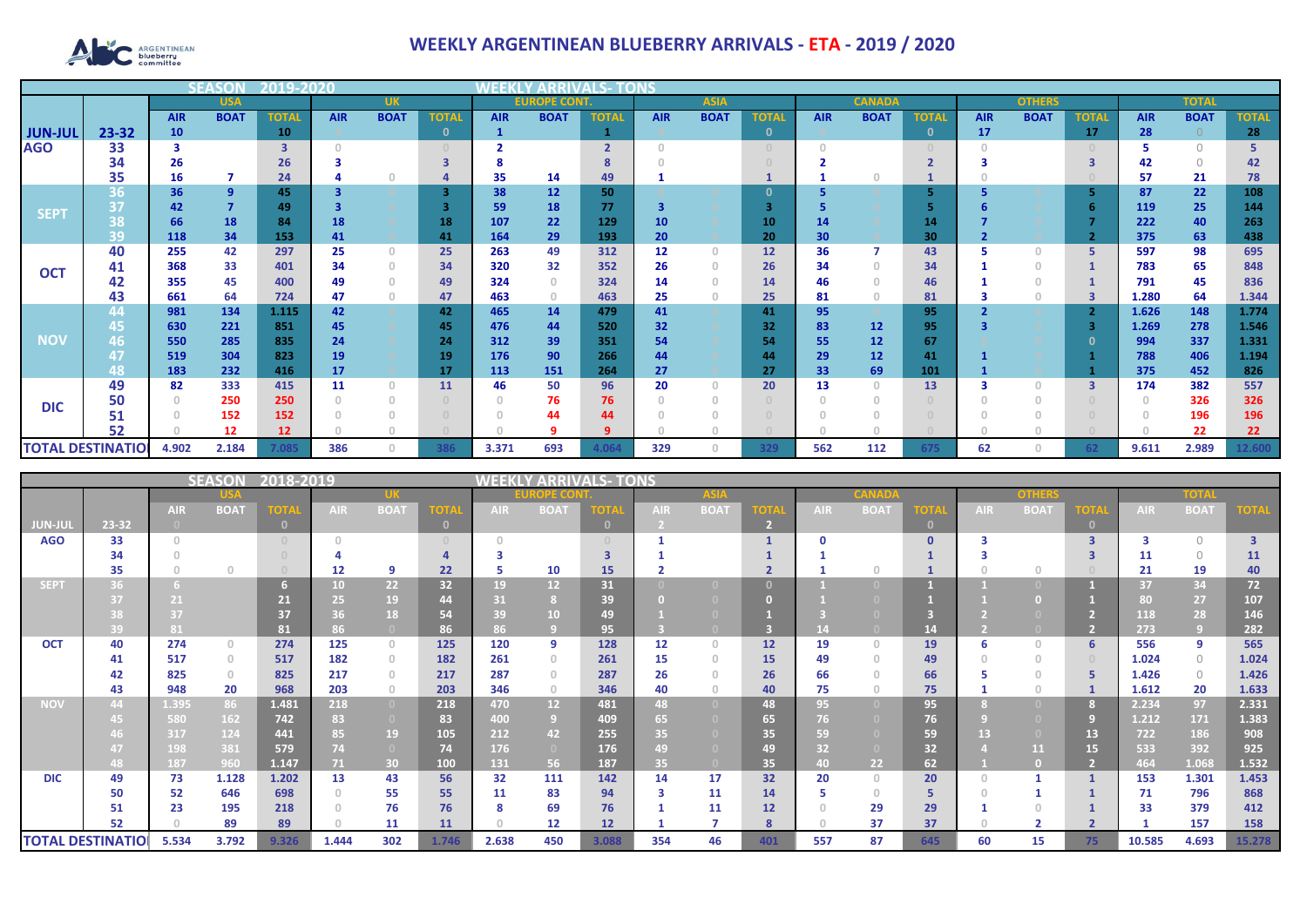# WEEKLY ARGENTINEAN BLUEBERRY ARRIVALS - ETA - 2019 / 2020

**SEASON 2019-2020 — WEEKLY ARRIVALS- TONS**

| | | USA | | | UK | | | EUROPE CONT. | | | ASIA | | | CANADA | | | OTHERS | | | TOTAL | | |
|---|---|---|---|---|---|---|---|---|---|---|---|---|---|---|---|---|---|---|---|---|---|---|
| | | AIR | BOAT | TOTAL | AIR | BOAT | TOTAL | AIR | BOAT | TOTAL | AIR | BOAT | TOTAL | AIR | BOAT | TOTAL | AIR | BOAT | TOTAL | AIR | BOAT | TOTAL |
| JUN-JUL | 23-32 | 10 | | 10 | | | 0 | 1 | | 1 | | | 0 | | | 0 | 17 | | 17 | 28 | 0 | 28 |
| AGO | 33 | 3 | | 3 | 0 | | 0 | 2 | | 2 | 0 | | 0 | 0 | | 0 | 0 | | 0 | 5 | 0 | 5 |
| | 34 | 26 | | 26 | 3 | | 3 | 8 | | 8 | 0 | | 0 | 2 | | 2 | 3 | | 3 | 42 | 0 | 42 |
| | 35 | 16 | 7 | 24 | 4 | 0 | 4 | 35 | 14 | 49 | 1 | | 1 | 1 | 0 | 1 | 0 | | 0 | 57 | 21 | 78 |
| SEPT | 36 | 36 | 9 | 45 | 3 | 0 | 3 | 38 | 12 | 50 | 0 | 0 | 0 | 5 | 0 | 5 | 5 | 0 | 5 | 87 | 22 | 108 |
| | 37 | 42 | 7 | 49 | 3 | 0 | 3 | 59 | 18 | 77 | 3 | 0 | 3 | 5 | 0 | 5 | 6 | 0 | 6 | 119 | 25 | 144 |
| | 38 | 66 | 18 | 84 | 18 | 0 | 18 | 107 | 22 | 129 | 10 | 0 | 10 | 14 | 0 | 14 | 7 | 0 | 7 | 222 | 40 | 263 |
| | 39 | 118 | 34 | 153 | 41 | 0 | 41 | 164 | 29 | 193 | 20 | 0 | 20 | 30 | 0 | 30 | 2 | 0 | 2 | 375 | 63 | 438 |
| OCT | 40 | 255 | 42 | 297 | 25 | 0 | 25 | 263 | 49 | 312 | 12 | 0 | 12 | 36 | 7 | 43 | 5 | 0 | 5 | 597 | 98 | 695 |
| | 41 | 368 | 33 | 401 | 34 | 0 | 34 | 320 | 32 | 352 | 26 | 0 | 26 | 34 | 0 | 34 | 1 | 0 | 1 | 783 | 65 | 848 |
| | 42 | 355 | 45 | 400 | 49 | 0 | 49 | 324 | 0 | 324 | 14 | 0 | 14 | 46 | 0 | 46 | 1 | 0 | 1 | 791 | 45 | 836 |
| | 43 | 661 | 64 | 724 | 47 | 0 | 47 | 463 | 0 | 463 | 25 | 0 | 25 | 81 | 0 | 81 | 3 | 0 | 3 | 1.280 | 64 | 1.344 |
| NOV | 44 | 981 | 134 | 1.115 | 42 | 0 | 42 | 465 | 14 | 479 | 41 | 0 | 41 | 95 | 0 | 95 | 2 | 0 | 2 | 1.626 | 148 | 1.774 |
| | 45 | 630 | 221 | 851 | 45 | 0 | 45 | 476 | 44 | 520 | 32 | 0 | 32 | 83 | 12 | 95 | 3 | 0 | 3 | 1.269 | 278 | 1.546 |
| | 46 | 550 | 285 | 835 | 24 | 0 | 24 | 312 | 39 | 351 | 54 | 0 | 54 | 55 | 12 | 67 | | 0 | 0 | 994 | 337 | 1.331 |
| | 47 | 519 | 304 | 823 | 19 | 0 | 19 | 176 | 90 | 266 | 44 | 0 | 44 | 29 | 12 | 41 | 1 | 0 | 1 | 788 | 406 | 1.194 |
| | 48 | 183 | 232 | 416 | 17 | 0 | 17 | 113 | 151 | 264 | 27 | 0 | 27 | 33 | 69 | 101 | 1 | 0 | 1 | 375 | 452 | 826 |
| DIC | 49 | 82 | 333 | 415 | 11 | 0 | 11 | 46 | 50 | 96 | 20 | 0 | 20 | 13 | 0 | 13 | 3 | 0 | 3 | 174 | 382 | 557 |
| | 50 | 0 | 250 | 250 | 0 | 0 | 0 | 0 | 76 | 76 | 0 | 0 | 0 | 0 | 0 | 0 | 0 | 0 | 0 | 0 | 326 | 326 |
| | 51 | 0 | 152 | 152 | 0 | 0 | 0 | 0 | 44 | 44 | 0 | 0 | 0 | 0 | 0 | 0 | 0 | 0 | 0 | 0 | 196 | 196 |
| | 52 | 0 | 12 | 12 | 0 | 0 | 0 | 0 | 9 | 9 | 0 | 0 | 0 | 0 | 0 | 0 | 0 | 0 | 0 | 0 | 22 | 22 |
| TOTAL DESTINATIO | | 4.902 | 2.184 | 7.085 | 386 | 0 | 386 | 3.371 | 693 | 4.064 | 329 | 0 | 329 | 562 | 112 | 675 | 62 | 0 | 62 | 9.611 | 2.989 | 12.600 |

**SEASON 2018-2019 — WEEKLY ARRIVALS- TONS**

| | | USA | | | UK | | | EUROPE CONT. | | | ASIA | | | CANADA | | | OTHERS | | | TOTAL | | |
|---|---|---|---|---|---|---|---|---|---|---|---|---|---|---|---|---|---|---|---|---|---|---|
| | | AIR | BOAT | TOTAL | AIR | BOAT | TOTAL | AIR | BOAT | TOTAL | AIR | BOAT | TOTAL | AIR | BOAT | TOTAL | AIR | BOAT | TOTAL | AIR | BOAT | TOTAL |
| JUN-JUL | 23-32 | 0 | | 0 | | | 0 | | | 0 | 2 | | 2 | | | 0 | | | 0 | | | |
| AGO | 33 | 0 | | 0 | 0 | | 0 | 0 | | 0 | 1 | | 1 | 0 | | 0 | 3 | | 3 | 3 | 0 | 3 |
| | 34 | 0 | | 0 | 4 | | 4 | 3 | | 3 | 1 | | 1 | 1 | | 1 | 3 | | 3 | 11 | 0 | 11 |
| | 35 | 0 | 0 | 0 | 12 | 9 | 22 | 5 | 10 | 15 | 2 | | 2 | 1 | 0 | 1 | 0 | 0 | 0 | 21 | 19 | 40 |
| SEPT | 36 | 6 | | 6 | 10 | 22 | 32 | 19 | 12 | 31 | 0 | 0 | 0 | 1 | 0 | 1 | 1 | 0 | 1 | 37 | 34 | 72 |
| | 37 | 21 | | 21 | 25 | 19 | 44 | 31 | 8 | 39 | 0 | 0 | 0 | 1 | 0 | 1 | 1 | 0 | 1 | 80 | 27 | 107 |
| | 38 | 37 | | 37 | 36 | 18 | 54 | 39 | 10 | 49 | 1 | 0 | 1 | 3 | 0 | 3 | 2 | 0 | 2 | 118 | 28 | 146 |
| | 39 | 81 | | 81 | 86 | 0 | 86 | 86 | 9 | 95 | 3 | 0 | 3 | 14 | 0 | 14 | 2 | 0 | 2 | 273 | 9 | 282 |
| OCT | 40 | 274 | 0 | 274 | 125 | 0 | 125 | 120 | 9 | 128 | 12 | 0 | 12 | 19 | 0 | 19 | 6 | 0 | 6 | 556 | 9 | 565 |
| | 41 | 517 | 0 | 517 | 182 | 0 | 182 | 261 | 0 | 261 | 15 | 0 | 15 | 49 | 0 | 49 | 0 | 0 | 0 | 1.024 | 0 | 1.024 |
| | 42 | 825 | 0 | 825 | 217 | 0 | 217 | 287 | 0 | 287 | 26 | 0 | 26 | 66 | 0 | 66 | 5 | 0 | 5 | 1.426 | 0 | 1.426 |
| | 43 | 948 | 20 | 968 | 203 | 0 | 203 | 346 | 0 | 346 | 40 | 0 | 40 | 75 | 0 | 75 | 1 | 0 | 1 | 1.612 | 20 | 1.633 |
| NOV | 44 | 1.395 | 86 | 1.481 | 218 | 0 | 218 | 470 | 12 | 481 | 48 | 0 | 48 | 95 | 0 | 95 | 8 | 0 | 8 | 2.234 | 97 | 2.331 |
| | 45 | 580 | 162 | 742 | 83 | 0 | 83 | 400 | 9 | 409 | 65 | 0 | 65 | 76 | 0 | 76 | 9 | 0 | 9 | 1.212 | 171 | 1.383 |
| | 46 | 317 | 124 | 441 | 85 | 19 | 105 | 212 | 42 | 255 | 35 | 0 | 35 | 59 | 0 | 59 | 13 | 0 | 13 | 722 | 186 | 908 |
| | 47 | 198 | 381 | 579 | 74 | 0 | 74 | 176 | 0 | 176 | 49 | 0 | 49 | 32 | 0 | 32 | 4 | 11 | 15 | 533 | 392 | 925 |
| | 48 | 187 | 960 | 1.147 | 71 | 30 | 100 | 131 | 56 | 187 | 35 | 0 | 35 | 40 | 22 | 62 | 1 | 0 | 2 | 464 | 1.068 | 1.532 |
| DIC | 49 | 73 | 1.128 | 1.202 | 13 | 43 | 56 | 32 | 111 | 142 | 14 | 17 | 32 | 20 | 0 | 20 | 0 | 1 | 1 | 153 | 1.301 | 1.453 |
| | 50 | 52 | 646 | 698 | 0 | 55 | 55 | 11 | 83 | 94 | 3 | 11 | 14 | 5 | 0 | 5 | 0 | 1 | 1 | 71 | 796 | 868 |
| | 51 | 23 | 195 | 218 | 0 | 76 | 76 | 8 | 69 | 76 | 1 | 11 | 12 | 0 | 29 | 29 | 1 | 0 | 1 | 33 | 379 | 412 |
| | 52 | 0 | 89 | 89 | 0 | 11 | 11 | 0 | 12 | 12 | 1 | 7 | 8 | 0 | 37 | 37 | 0 | 2 | 2 | 1 | 157 | 158 |
| TOTAL DESTINATIO | | 5.534 | 3.792 | 9.326 | 1.444 | 302 | 1.746 | 2.638 | 450 | 3.088 | 354 | 46 | 401 | 557 | 87 | 645 | 60 | 15 | 75 | 10.585 | 4.693 | 15.278 |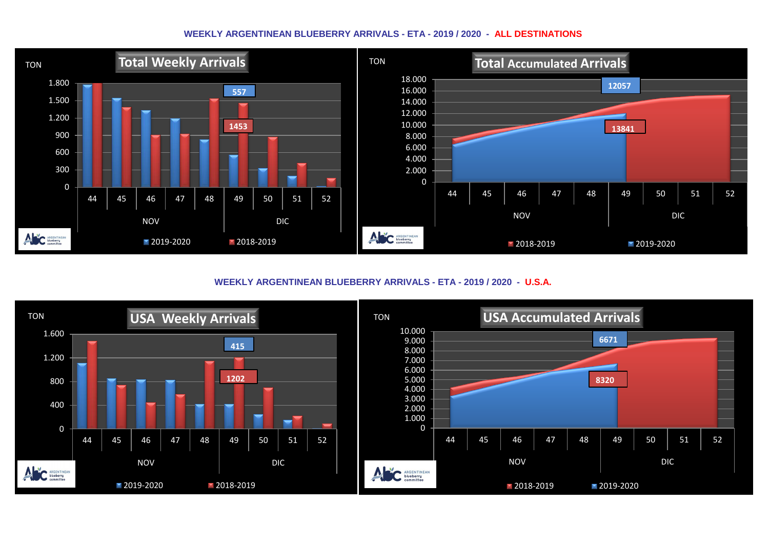## WEEKLY ARGENTINEAN BLUEBERRY ARRIVALS - ETA - 2019 / 2020 - ALL DESTINATIONS

**Total Weekly Arrivals**

TON

1.800 / 1.500 / 1.200 / 900 / 600 / 300 / 0

557

1453

44 45 46 47 48 49 50 51 52

NOV DIC

2019-2020 2018-2019

**Total Accumulated Arrivals**

TON

18.000 / 16.000 / 14.000 / 12.000 / 10.000 / 8.000 / 6.000 / 4.000 / 2.000 / 0

12057

13841

44 45 46 47 48 49 50 51 52

NOV DIC

2018-2019 2019-2020

## WEEKLY ARGENTINEAN BLUEBERRY ARRIVALS - ETA - 2019 / 2020 - U.S.A.

**USA Weekly Arrivals**

TON

1.600 / 1.200 / 800 / 400 / 0

415

1202

44 45 46 47 48 49 50 51 52

NOV DIC

2019-2020 2018-2019

**USA Accumulated Arrivals**

TON

10.000 / 9.000 / 8.000 / 7.000 / 6.000 / 5.000 / 4.000 / 3.000 / 2.000 / 1.000 / 0

6671

8320

44 45 46 47 48 49 50 51 52

NOV DIC

2018-2019 2019-2020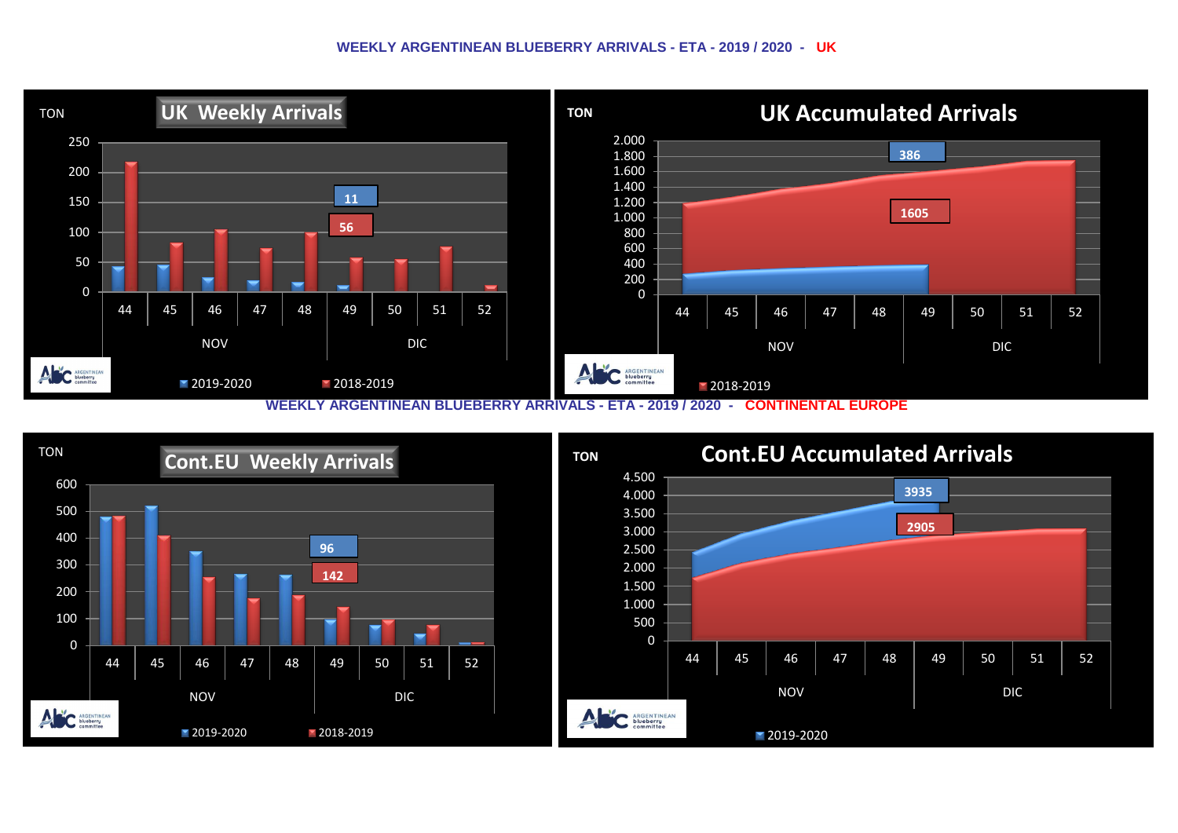**WEEKLY ARGENTINEAN BLUEBERRY ARRIVALS - ETA - 2019 / 2020 - UK**

TON

**UK Weekly Arrivals**

250
200
150
100
50
0

44 45 46 47 48 49 50 51 52

NOV DIC

11
56

2019-2020 2018-2019

TON

**UK Accumulated Arrivals**

2.000
1.800
1.600
1.400
1.200
1.000
800
600
400
200
0

44 45 46 47 48 49 50 51 52

NOV DIC

386
1605

2018-2019

**WEEKLY ARGENTINEAN BLUEBERRY ARRIVALS - ETA - 2019 / 2020 - CONTINENTAL EUROPE**

TON

**Cont.EU Weekly Arrivals**

600
500
400
300
200
100
0

44 45 46 47 48 49 50 51 52

NOV DIC

96
142

2019-2020 2018-2019

TON

**Cont.EU Accumulated Arrivals**

4.500
4.000
3.500
3.000
2.500
2.000
1.500
1.000
500
0

44 45 46 47 48 49 50 51 52

NOV DIC

3935
2905

2019-2020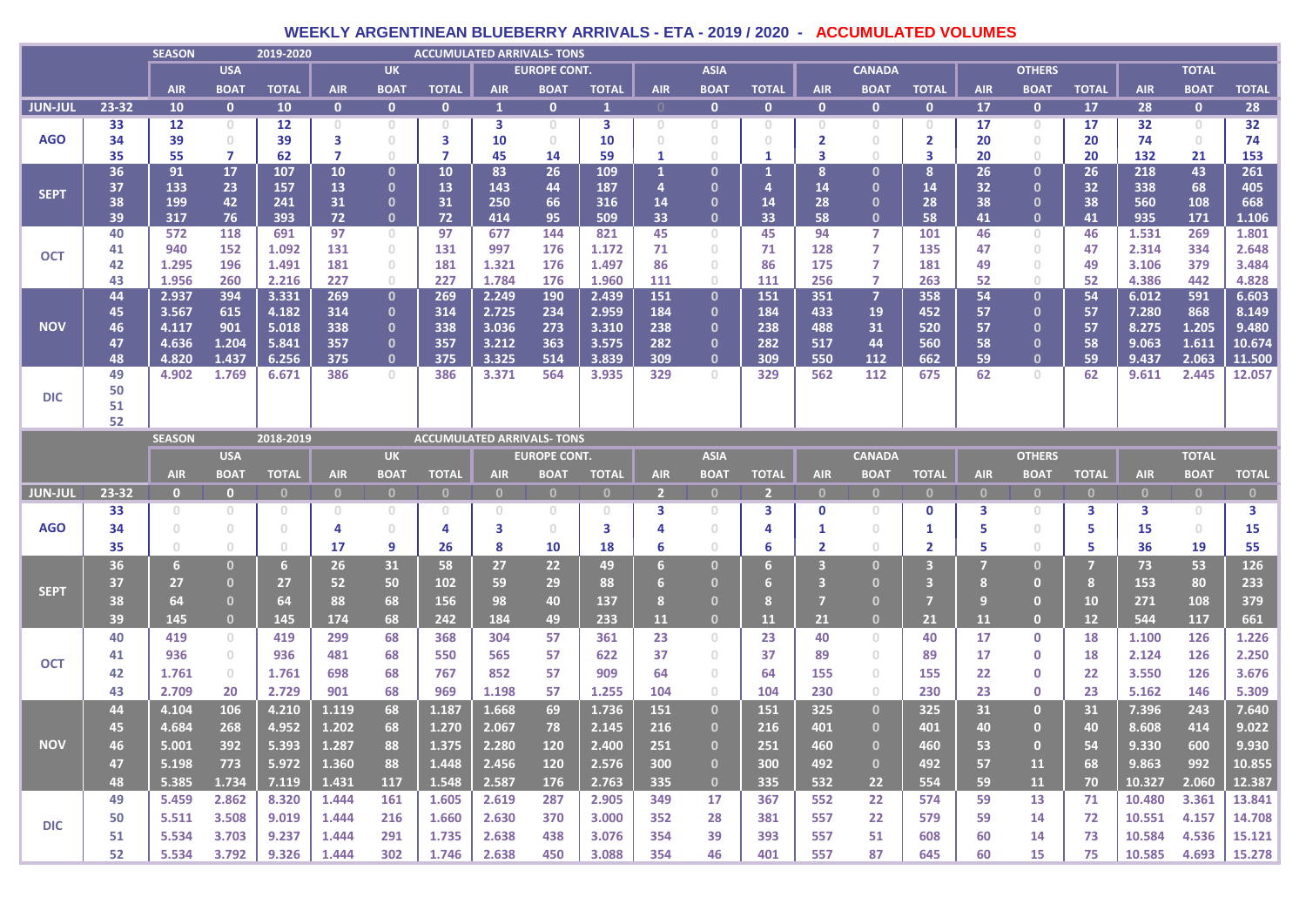## WEEKLY ARGENTINEAN BLUEBERRY ARRIVALS - ETA - 2019 / 2020 - ACCUMULATED VOLUMES

| | | SEASON | 2019-2020 | | ACCUMULATED ARRIVALS- TONS | | | | | | | | | | | | | | | | | |
|---|---|---|---|---|---|---|---|---|---|---|---|---|---|---|---|---|---|---|---|---|---|---|
| | | USA | | | UK | | | EUROPE CONT. | | | ASIA | | | CANADA | | | OTHERS | | | TOTAL | | |
| | | AIR | BOAT | TOTAL | AIR | BOAT | TOTAL | AIR | BOAT | TOTAL | AIR | BOAT | TOTAL | AIR | BOAT | TOTAL | AIR | BOAT | TOTAL | AIR | BOAT | TOTAL |
| JUN-JUL | 23-32 | 10 | 0 | 10 | 0 | 0 | 0 | 1 | 0 | 1 | 0 | 0 | 0 | 0 | 0 | 0 | 17 | 0 | 17 | 28 | 0 | 28 |
| AGO | 33 | 12 | 0 | 12 | 0 | 0 | 0 | 3 | 0 | 3 | 0 | 0 | 0 | 0 | 0 | 0 | 17 | 0 | 17 | 32 | 0 | 32 |
| | 34 | 39 | 0 | 39 | 3 | 0 | 3 | 10 | 0 | 10 | 0 | 0 | 0 | 2 | 0 | 2 | 20 | 0 | 20 | 74 | 0 | 74 |
| | 35 | 55 | 7 | 62 | 7 | 0 | 7 | 45 | 14 | 59 | 1 | 0 | 1 | 3 | 0 | 3 | 20 | 0 | 20 | 132 | 21 | 153 |
| SEPT | 36 | 91 | 17 | 107 | 10 | 0 | 10 | 83 | 26 | 109 | 1 | 0 | 1 | 8 | 0 | 8 | 26 | 0 | 26 | 218 | 43 | 261 |
| | 37 | 133 | 23 | 157 | 13 | 0 | 13 | 143 | 44 | 187 | 4 | 0 | 4 | 14 | 0 | 14 | 32 | 0 | 32 | 338 | 68 | 405 |
| | 38 | 199 | 42 | 241 | 31 | 0 | 31 | 250 | 66 | 316 | 14 | 0 | 14 | 28 | 0 | 28 | 38 | 0 | 38 | 560 | 108 | 668 |
| | 39 | 317 | 76 | 393 | 72 | 0 | 72 | 414 | 95 | 509 | 33 | 0 | 33 | 58 | 0 | 58 | 41 | 0 | 41 | 935 | 171 | 1.106 |
| OCT | 40 | 572 | 118 | 691 | 97 | 0 | 97 | 677 | 144 | 821 | 45 | 0 | 45 | 94 | 7 | 101 | 46 | 0 | 46 | 1.531 | 269 | 1.801 |
| | 41 | 940 | 152 | 1.092 | 131 | 0 | 131 | 997 | 176 | 1.172 | 71 | 0 | 71 | 128 | 7 | 135 | 47 | 0 | 47 | 2.314 | 334 | 2.648 |
| | 42 | 1.295 | 196 | 1.491 | 181 | 0 | 181 | 1.321 | 176 | 1.497 | 86 | 0 | 86 | 175 | 7 | 181 | 49 | 0 | 49 | 3.106 | 379 | 3.484 |
| | 43 | 1.956 | 260 | 2.216 | 227 | 0 | 227 | 1.784 | 176 | 1.960 | 111 | 0 | 111 | 256 | 7 | 263 | 52 | 0 | 52 | 4.386 | 442 | 4.828 |
| NOV | 44 | 2.937 | 394 | 3.331 | 269 | 0 | 269 | 2.249 | 190 | 2.439 | 151 | 0 | 151 | 351 | 7 | 358 | 54 | 0 | 54 | 6.012 | 591 | 6.603 |
| | 45 | 3.567 | 615 | 4.182 | 314 | 0 | 314 | 2.725 | 234 | 2.959 | 184 | 0 | 184 | 433 | 19 | 452 | 57 | 0 | 57 | 7.280 | 868 | 8.149 |
| | 46 | 4.117 | 901 | 5.018 | 338 | 0 | 338 | 3.036 | 273 | 3.310 | 238 | 0 | 238 | 488 | 31 | 520 | 57 | 0 | 57 | 8.275 | 1.205 | 9.480 |
| | 47 | 4.636 | 1.204 | 5.841 | 357 | 0 | 357 | 3.212 | 363 | 3.575 | 282 | 0 | 282 | 517 | 44 | 560 | 58 | 0 | 58 | 9.063 | 1.611 | 10.674 |
| | 48 | 4.820 | 1.437 | 6.256 | 375 | 0 | 375 | 3.325 | 514 | 3.839 | 309 | 0 | 309 | 550 | 112 | 662 | 59 | 0 | 59 | 9.437 | 2.063 | 11.500 |
| DIC | 49 | 4.902 | 1.769 | 6.671 | 386 | 0 | 386 | 3.371 | 564 | 3.935 | 329 | 0 | 329 | 562 | 112 | 675 | 62 | 0 | 62 | 9.611 | 2.445 | 12.057 |
| | 50 | | | | | | | | | | | | | | | | | | | | | |
| | 51 | | | | | | | | | | | | | | | | | | | | | |
| | 52 | | | | | | | | | | | | | | | | | | | | | |

| | | SEASON | 2018-2019 | | ACCUMULATED ARRIVALS- TONS | | | | | | | | | | | | | | | | | |
|---|---|---|---|---|---|---|---|---|---|---|---|---|---|---|---|---|---|---|---|---|---|---|
| | | USA | | | UK | | | EUROPE CONT. | | | ASIA | | | CANADA | | | OTHERS | | | TOTAL | | |
| | | AIR | BOAT | TOTAL | AIR | BOAT | TOTAL | AIR | BOAT | TOTAL | AIR | BOAT | TOTAL | AIR | BOAT | TOTAL | AIR | BOAT | TOTAL | AIR | BOAT | TOTAL |
| JUN-JUL | 23-32 | 0 | 0 | 0 | 0 | 0 | 0 | 0 | 0 | 0 | 2 | 0 | 2 | 0 | 0 | 0 | 0 | 0 | 0 | 0 | 0 | 0 |
| AGO | 33 | 0 | 0 | 0 | 0 | 0 | 0 | 0 | 0 | 0 | 3 | 0 | 3 | 0 | 0 | 0 | 3 | 0 | 3 | 3 | 0 | 3 |
| | 34 | 0 | 0 | 0 | 4 | 0 | 4 | 3 | 0 | 3 | 4 | 0 | 4 | 1 | 0 | 1 | 5 | 0 | 5 | 15 | 0 | 15 |
| | 35 | 0 | 0 | 0 | 17 | 9 | 26 | 8 | 10 | 18 | 6 | 0 | 6 | 2 | 0 | 2 | 5 | 0 | 5 | 36 | 19 | 55 |
| SEPT | 36 | 6 | 0 | 6 | 26 | 31 | 58 | 27 | 22 | 49 | 6 | 0 | 6 | 3 | 0 | 3 | 7 | 0 | 7 | 73 | 53 | 126 |
| | 37 | 27 | 0 | 27 | 52 | 50 | 102 | 59 | 29 | 88 | 6 | 0 | 6 | 3 | 0 | 3 | 8 | 0 | 8 | 153 | 80 | 233 |
| | 38 | 64 | 0 | 64 | 88 | 68 | 156 | 98 | 40 | 137 | 8 | 0 | 8 | 7 | 0 | 7 | 9 | 0 | 10 | 271 | 108 | 379 |
| | 39 | 145 | 0 | 145 | 174 | 68 | 242 | 184 | 49 | 233 | 11 | 0 | 11 | 21 | 0 | 21 | 11 | 0 | 12 | 544 | 117 | 661 |
| OCT | 40 | 419 | 0 | 419 | 299 | 68 | 368 | 304 | 57 | 361 | 23 | 0 | 23 | 40 | 0 | 40 | 17 | 0 | 18 | 1.100 | 126 | 1.226 |
| | 41 | 936 | 0 | 936 | 481 | 68 | 550 | 565 | 57 | 622 | 37 | 0 | 37 | 89 | 0 | 89 | 17 | 0 | 18 | 2.124 | 126 | 2.250 |
| | 42 | 1.761 | 0 | 1.761 | 698 | 68 | 767 | 852 | 57 | 909 | 64 | 0 | 64 | 155 | 0 | 155 | 22 | 0 | 22 | 3.550 | 126 | 3.676 |
| | 43 | 2.709 | 20 | 2.729 | 901 | 68 | 969 | 1.198 | 57 | 1.255 | 104 | 0 | 104 | 230 | 0 | 230 | 23 | 0 | 23 | 5.162 | 146 | 5.309 |
| NOV | 44 | 4.104 | 106 | 4.210 | 1.119 | 68 | 1.187 | 1.668 | 69 | 1.736 | 151 | 0 | 151 | 325 | 0 | 325 | 31 | 0 | 31 | 7.396 | 243 | 7.640 |
| | 45 | 4.684 | 268 | 4.952 | 1.202 | 68 | 1.270 | 2.067 | 78 | 2.145 | 216 | 0 | 216 | 401 | 0 | 401 | 40 | 0 | 40 | 8.608 | 414 | 9.022 |
| | 46 | 5.001 | 392 | 5.393 | 1.287 | 88 | 1.375 | 2.280 | 120 | 2.400 | 251 | 0 | 251 | 460 | 0 | 460 | 53 | 0 | 54 | 9.330 | 600 | 9.930 |
| | 47 | 5.198 | 773 | 5.972 | 1.360 | 88 | 1.448 | 2.456 | 120 | 2.576 | 300 | 0 | 300 | 492 | 0 | 492 | 57 | 11 | 68 | 9.863 | 992 | 10.855 |
| | 48 | 5.385 | 1.734 | 7.119 | 1.431 | 117 | 1.548 | 2.587 | 176 | 2.763 | 335 | 0 | 335 | 532 | 22 | 554 | 59 | 11 | 70 | 10.327 | 2.060 | 12.387 |
| DIC | 49 | 5.459 | 2.862 | 8.320 | 1.444 | 161 | 1.605 | 2.619 | 287 | 2.905 | 349 | 17 | 367 | 552 | 22 | 574 | 59 | 13 | 71 | 10.480 | 3.361 | 13.841 |
| | 50 | 5.511 | 3.508 | 9.019 | 1.444 | 216 | 1.660 | 2.630 | 370 | 3.000 | 352 | 28 | 381 | 557 | 22 | 579 | 59 | 14 | 72 | 10.551 | 4.157 | 14.708 |
| | 51 | 5.534 | 3.703 | 9.237 | 1.444 | 291 | 1.735 | 2.638 | 438 | 3.076 | 354 | 39 | 393 | 557 | 51 | 608 | 60 | 14 | 73 | 10.584 | 4.536 | 15.121 |
| | 52 | 5.534 | 3.792 | 9.326 | 1.444 | 302 | 1.746 | 2.638 | 450 | 3.088 | 354 | 46 | 401 | 557 | 87 | 645 | 60 | 15 | 75 | 10.585 | 4.693 | 15.278 |